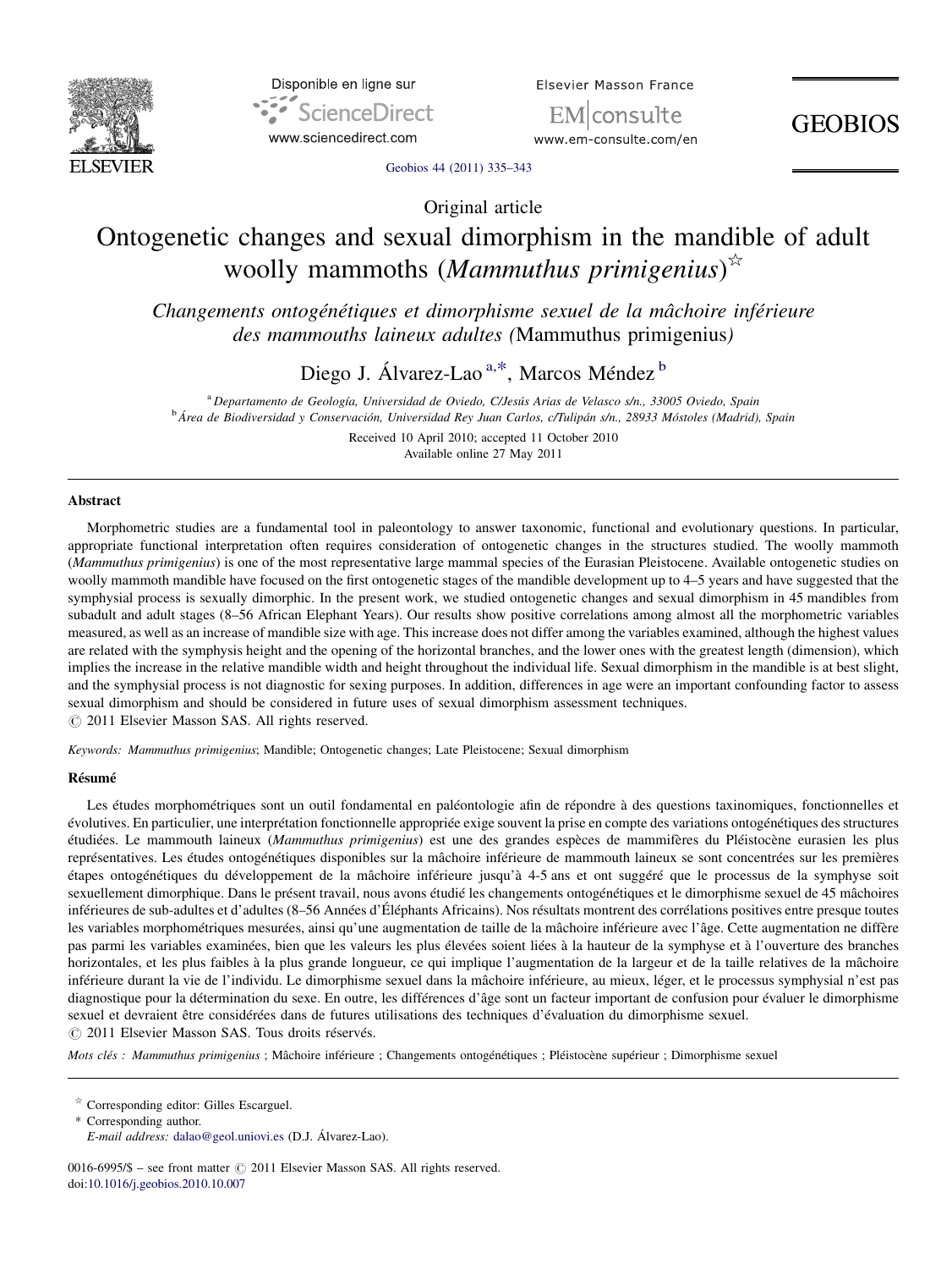Original article

# Ontogenetic changes and sexual dimorphism in the mandible of adult woolly mammoths (*Mammuthus primigenius*)[☆]

*Changements ontogénétiques et dimorphisme sexuel de la mâchoire inférieure des mammouths laineux adultes (*Mammuthus primigenius*)*

Diego J. Álvarez-Lao[a,*], Marcos Méndez[b]

[a] Departamento de Geología, Universidad de Oviedo, C/Jesús Arias de Velasco s/n., 33005 Oviedo, Spain

[b] Área de Biodiversidad y Conservación, Universidad Rey Juan Carlos, c/Tulipán s/n., 28933 Móstoles (Madrid), Spain

Received 10 April 2010; accepted 11 October 2010

Available online 27 May 2011

## Abstract

Morphometric studies are a fundamental tool in paleontology to answer taxonomic, functional and evolutionary questions. In particular, appropriate functional interpretation often requires consideration of ontogenetic changes in the structures studied. The woolly mammoth (*Mammuthus primigenius*) is one of the most representative large mammal species of the Eurasian Pleistocene. Available ontogenetic studies on woolly mammoth mandible have focused on the first ontogenetic stages of the mandible development up to 4–5 years and have suggested that the symphysial process is sexually dimorphic. In the present work, we studied ontogenetic changes and sexual dimorphism in 45 mandibles from subadult and adult stages (8–56 African Elephant Years). Our results show positive correlations among almost all the morphometric variables measured, as well as an increase of mandible size with age. This increase does not differ among the variables examined, although the highest values are related with the symphysis height and the opening of the horizontal branches, and the lower ones with the greatest length (dimension), which implies the increase in the relative mandible width and height throughout the individual life. Sexual dimorphism in the mandible is at best slight, and the symphysial process is not diagnostic for sexing purposes. In addition, differences in age were an important confounding factor to assess sexual dimorphism and should be considered in future uses of sexual dimorphism assessment techniques.

© 2011 Elsevier Masson SAS. All rights reserved.

*Keywords:* *Mammuthus primigenius*; Mandible; Ontogenetic changes; Late Pleistocene; Sexual dimorphism

## Résumé

Les études morphométriques sont un outil fondamental en paléontologie afin de répondre à des questions taxinomiques, fonctionnelles et évolutives. En particulier, une interprétation fonctionnelle appropriée exige souvent la prise en compte des variations ontogénétiques des structures étudiées. Le mammouth laineux (*Mammuthus primigenius*) est une des grandes espèces de mammifères du Pléistocène eurasien les plus représentatives. Les études ontogénétiques disponibles sur la mâchoire inférieure de mammouth laineux se sont concentrées sur les premières étapes ontogénétiques du développement de la mâchoire inférieure jusqu'à 4-5 ans et ont suggéré que le processus de la symphyse soit sexuellement dimorphique. Dans le présent travail, nous avons étudié les changements ontogénétiques et le dimorphisme sexuel de 45 mâchoires inférieures de sub-adultes et d'adultes (8–56 Années d'Éléphants Africains). Nos résultats montrent des corrélations positives entre presque toutes les variables morphométriques mesurées, ainsi qu'une augmentation de taille de la mâchoire inférieure avec l'âge. Cette augmentation ne diffère pas parmi les variables examinées, bien que les valeurs les plus élevées soient liées à la hauteur de la symphyse et à l'ouverture des branches horizontales, et les plus faibles à la plus grande longueur, ce qui implique l'augmentation de la largeur et de la taille relatives de la mâchoire inférieure durant la vie de l'individu. Le dimorphisme sexuel dans la mâchoire inférieure est, au mieux, léger, et le processus symphysial n'est pas diagnostique pour la détermination du sexe. En outre, les différences d'âge sont un facteur important de confusion pour évaluer le dimorphisme sexuel et devraient être considérées dans de futures utilisations des techniques d'évaluation du dimorphisme sexuel.

© 2011 Elsevier Masson SAS. Tous droits réservés.

*Mots clés :* *Mammuthus primigenius* ; Mâchoire inférieure ; Changements ontogénétiques ; Pléistocène supérieur ; Dimorphisme sexuel

[☆] Corresponding editor: Gilles Escarguel.

\* Corresponding author.

*E-mail address:* dalao@geol.uniovi.es (D.J. Álvarez-Lao).

0016-6995/$ – see front matter © 2011 Elsevier Masson SAS. All rights reserved.

doi:10.1016/j.geobios.2010.10.007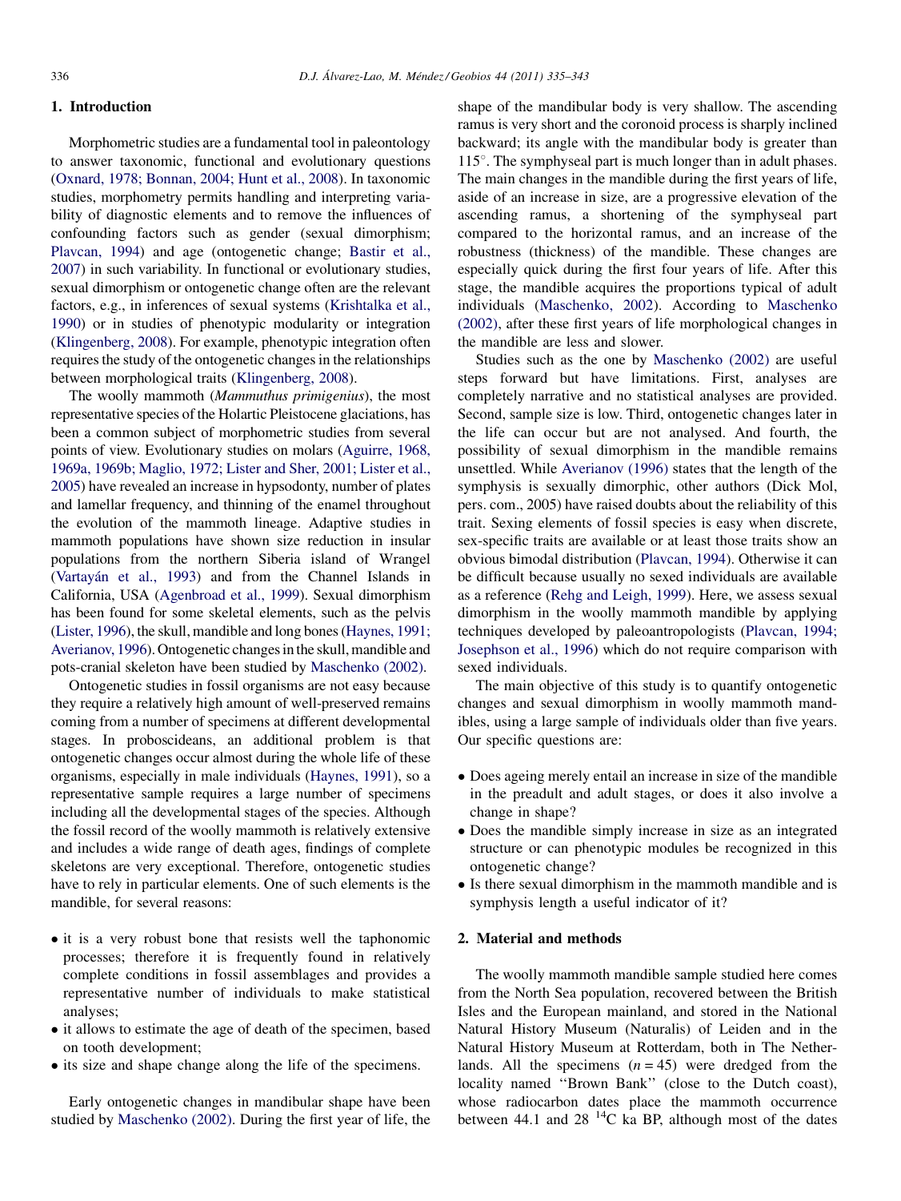## 1. Introduction

Morphometric studies are a fundamental tool in paleontology to answer taxonomic, functional and evolutionary questions (Oxnard, 1978; Bonnan, 2004; Hunt et al., 2008). In taxonomic studies, morphometry permits handling and interpreting variability of diagnostic elements and to remove the influences of confounding factors such as gender (sexual dimorphism; Plavcan, 1994) and age (ontogenetic change; Bastir et al., 2007) in such variability. In functional or evolutionary studies, sexual dimorphism or ontogenetic change often are the relevant factors, e.g., in inferences of sexual systems (Krishtalka et al., 1990) or in studies of phenotypic modularity or integration (Klingenberg, 2008). For example, phenotypic integration often requires the study of the ontogenetic changes in the relationships between morphological traits (Klingenberg, 2008).

The woolly mammoth (*Mammuthus primigenius*), the most representative species of the Holartic Pleistocene glaciations, has been a common subject of morphometric studies from several points of view. Evolutionary studies on molars (Aguirre, 1968, 1969a, 1969b; Maglio, 1972; Lister and Sher, 2001; Lister et al., 2005) have revealed an increase in hypsodonty, number of plates and lamellar frequency, and thinning of the enamel throughout the evolution of the mammoth lineage. Adaptive studies in mammoth populations have shown size reduction in insular populations from the northern Siberia island of Wrangel (Vartayán et al., 1993) and from the Channel Islands in California, USA (Agenbroad et al., 1999). Sexual dimorphism has been found for some skeletal elements, such as the pelvis (Lister, 1996), the skull, mandible and long bones (Haynes, 1991; Averianov, 1996). Ontogenetic changes in the skull, mandible and pots-cranial skeleton have been studied by Maschenko (2002).

Ontogenetic studies in fossil organisms are not easy because they require a relatively high amount of well-preserved remains coming from a number of specimens at different developmental stages. In proboscideans, an additional problem is that ontogenetic changes occur almost during the whole life of these organisms, especially in male individuals (Haynes, 1991), so a representative sample requires a large number of specimens including all the developmental stages of the species. Although the fossil record of the woolly mammoth is relatively extensive and includes a wide range of death ages, findings of complete skeletons are very exceptional. Therefore, ontogenetic studies have to rely in particular elements. One of such elements is the mandible, for several reasons:

- it is a very robust bone that resists well the taphonomic processes; therefore it is frequently found in relatively complete conditions in fossil assemblages and provides a representative number of individuals to make statistical analyses;
- it allows to estimate the age of death of the specimen, based on tooth development;
- its size and shape change along the life of the specimens.

Early ontogenetic changes in mandibular shape have been studied by Maschenko (2002). During the first year of life, the shape of the mandibular body is very shallow. The ascending ramus is very short and the coronoid process is sharply inclined backward; its angle with the mandibular body is greater than 115°. The symphyseal part is much longer than in adult phases. The main changes in the mandible during the first years of life, aside of an increase in size, are a progressive elevation of the ascending ramus, a shortening of the symphyseal part compared to the horizontal ramus, and an increase of the robustness (thickness) of the mandible. These changes are especially quick during the first four years of life. After this stage, the mandible acquires the proportions typical of adult individuals (Maschenko, 2002). According to Maschenko (2002), after these first years of life morphological changes in the mandible are less and slower.

Studies such as the one by Maschenko (2002) are useful steps forward but have limitations. First, analyses are completely narrative and no statistical analyses are provided. Second, sample size is low. Third, ontogenetic changes later in the life can occur but are not analysed. And fourth, the possibility of sexual dimorphism in the mandible remains unsettled. While Averianov (1996) states that the length of the symphysis is sexually dimorphic, other authors (Dick Mol, pers. com., 2005) have raised doubts about the reliability of this trait. Sexing elements of fossil species is easy when discrete, sex-specific traits are available or at least those traits show an obvious bimodal distribution (Plavcan, 1994). Otherwise it can be difficult because usually no sexed individuals are available as a reference (Rehg and Leigh, 1999). Here, we assess sexual dimorphism in the woolly mammoth mandible by applying techniques developed by paleoantropologists (Plavcan, 1994; Josephson et al., 1996) which do not require comparison with sexed individuals.

The main objective of this study is to quantify ontogenetic changes and sexual dimorphism in woolly mammoth mandibles, using a large sample of individuals older than five years. Our specific questions are:

- Does ageing merely entail an increase in size of the mandible in the preadult and adult stages, or does it also involve a change in shape?
- Does the mandible simply increase in size as an integrated structure or can phenotypic modules be recognized in this ontogenetic change?
- Is there sexual dimorphism in the mammoth mandible and is symphysis length a useful indicator of it?

## 2. Material and methods

The woolly mammoth mandible sample studied here comes from the North Sea population, recovered between the British Isles and the European mainland, and stored in the National Natural History Museum (Naturalis) of Leiden and in the Natural History Museum at Rotterdam, both in The Netherlands. All the specimens ($n = 45$) were dredged from the locality named "Brown Bank" (close to the Dutch coast), whose radiocarbon dates place the mammoth occurrence between 44.1 and 28 $^{14}$C ka BP, although most of the dates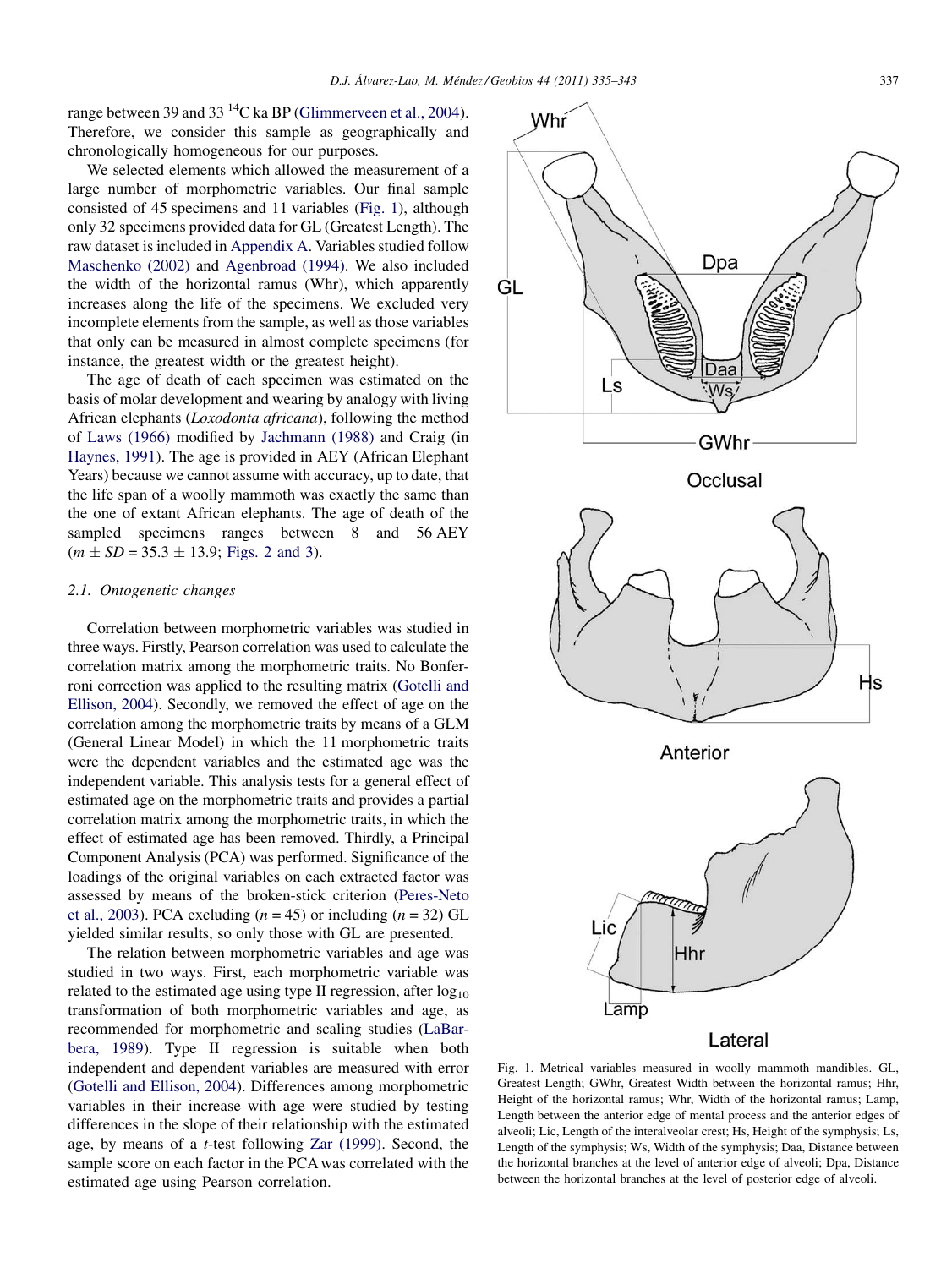range between 39 and 33 $^{14}$C ka BP (Glimmerveen et al., 2004). Therefore, we consider this sample as geographically and chronologically homogeneous for our purposes.

We selected elements which allowed the measurement of a large number of morphometric variables. Our final sample consisted of 45 specimens and 11 variables (Fig. 1), although only 32 specimens provided data for GL (Greatest Length). The raw dataset is included in Appendix A. Variables studied follow Maschenko (2002) and Agenbroad (1994). We also included the width of the horizontal ramus (Whr), which apparently increases along the life of the specimens. We excluded very incomplete elements from the sample, as well as those variables that only can be measured in almost complete specimens (for instance, the greatest width or the greatest height).

The age of death of each specimen was estimated on the basis of molar development and wearing by analogy with living African elephants (*Loxodonta africana*), following the method of Laws (1966) modified by Jachmann (1988) and Craig (in Haynes, 1991). The age is provided in AEY (African Elephant Years) because we cannot assume with accuracy, up to date, that the life span of a woolly mammoth was exactly the same than the one of extant African elephants. The age of death of the sampled specimens ranges between 8 and 56 AEY ($m \pm SD = 35.3 \pm 13.9$; Figs. 2 and 3).

### 2.1. Ontogenetic changes

Correlation between morphometric variables was studied in three ways. Firstly, Pearson correlation was used to calculate the correlation matrix among the morphometric traits. No Bonferroni correction was applied to the resulting matrix (Gotelli and Ellison, 2004). Secondly, we removed the effect of age on the correlation among the morphometric traits by means of a GLM (General Linear Model) in which the 11 morphometric traits were the dependent variables and the estimated age was the independent variable. This analysis tests for a general effect of estimated age on the morphometric traits and provides a partial correlation matrix among the morphometric traits, in which the effect of estimated age has been removed. Thirdly, a Principal Component Analysis (PCA) was performed. Significance of the loadings of the original variables on each extracted factor was assessed by means of the broken-stick criterion (Peres-Neto et al., 2003). PCA excluding ($n = 45$) or including ($n = 32$) GL yielded similar results, so only those with GL are presented.

The relation between morphometric variables and age was studied in two ways. First, each morphometric variable was related to the estimated age using type II regression, after $\log_{10}$ transformation of both morphometric variables and age, as recommended for morphometric and scaling studies (LaBarbera, 1989). Type II regression is suitable when both independent and dependent variables are measured with error (Gotelli and Ellison, 2004). Differences among morphometric variables in their increase with age were studied by testing differences in the slope of their relationship with the estimated age, by means of a *t*-test following Zar (1999). Second, the sample score on each factor in the PCA was correlated with the estimated age using Pearson correlation.

Fig. 1. Metrical variables measured in woolly mammoth mandibles. GL, Greatest Length; GWhr, Greatest Width between the horizontal ramus; Hhr, Height of the horizontal ramus; Whr, Width of the horizontal ramus; Lamp, Length between the anterior edge of mental process and the anterior edges of alveoli; Lic, Length of the interalveolar crest; Hs, Height of the symphysis; Ls, Length of the symphysis; Ws, Width of the symphysis; Daa, Distance between the horizontal branches at the level of anterior edge of alveoli; Dpa, Distance between the horizontal branches at the level of posterior edge of alveoli.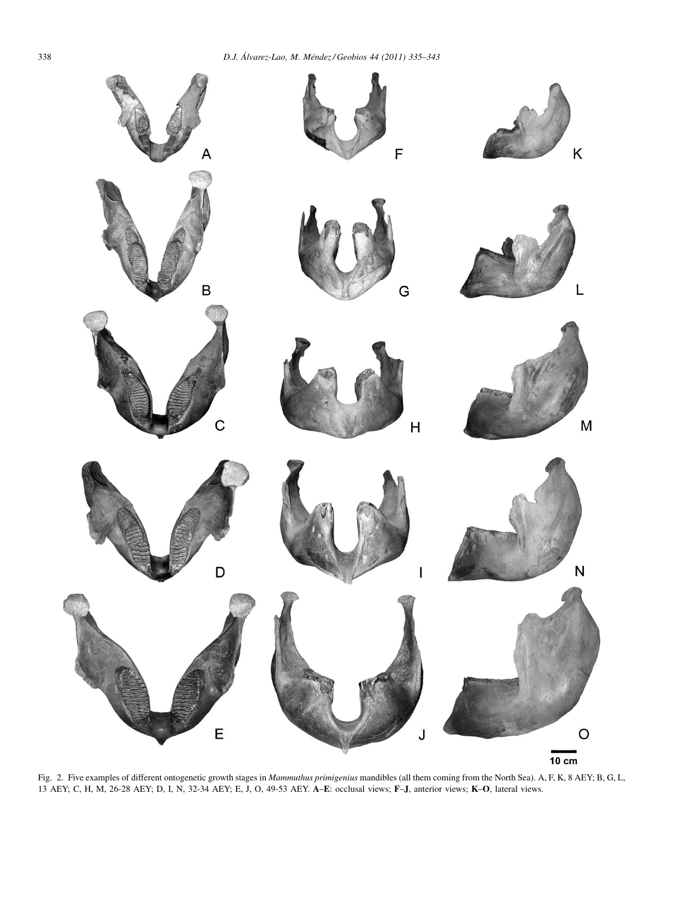Fig. 2. Five examples of different ontogenetic growth stages in *Mammuthus primigenius* mandibles (all them coming from the North Sea). A, F, K, 8 AEY; B, G, L, 13 AEY; C, H, M, 26-28 AEY; D, I, N, 32-34 AEY; E, J, O, 49-53 AEY. **A–E**: occlusal views; **F–J**, anterior views; **K–O**, lateral views.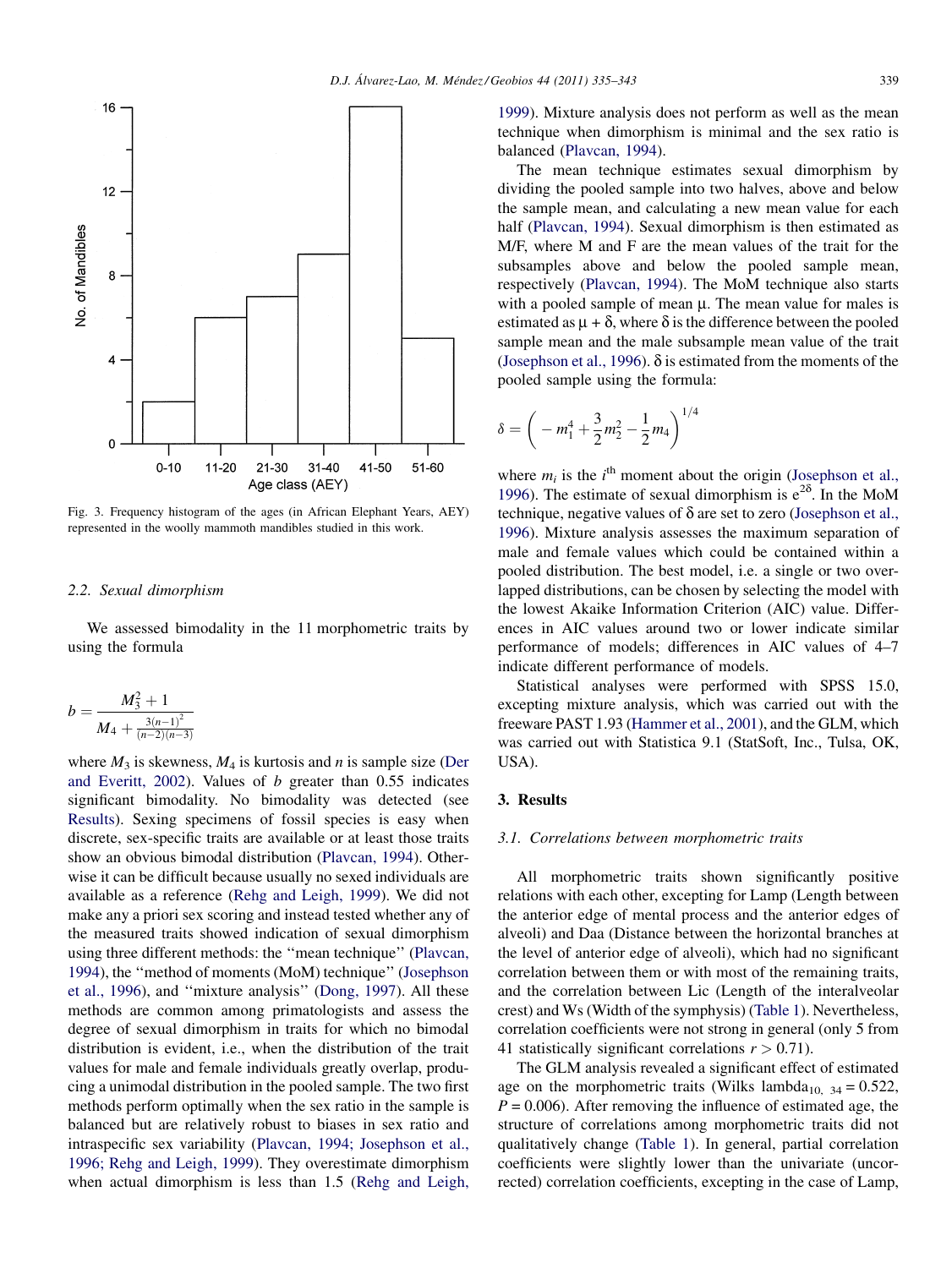Fig. 3. Frequency histogram of the ages (in African Elephant Years, AEY) represented in the woolly mammoth mandibles studied in this work.

### 2.2. Sexual dimorphism

We assessed bimodality in the 11 morphometric traits by using the formula

$$b = \frac{M_3^2 + 1}{M_4 + \frac{3(n-1)^2}{(n-2)(n-3)}}$$

where $M_3$ is skewness, $M_4$ is kurtosis and $n$ is sample size (Der and Everitt, 2002). Values of $b$ greater than 0.55 indicates significant bimodality. No bimodality was detected (see Results). Sexing specimens of fossil species is easy when discrete, sex-specific traits are available or at least those traits show an obvious bimodal distribution (Plavcan, 1994). Otherwise it can be difficult because usually no sexed individuals are available as a reference (Rehg and Leigh, 1999). We did not make any a priori sex scoring and instead tested whether any of the measured traits showed indication of sexual dimorphism using three different methods: the ''mean technique'' (Plavcan, 1994), the ''method of moments (MoM) technique'' (Josephson et al., 1996), and ''mixture analysis'' (Dong, 1997). All these methods are common among primatologists and assess the degree of sexual dimorphism in traits for which no bimodal distribution is evident, i.e., when the distribution of the trait values for male and female individuals greatly overlap, producing a unimodal distribution in the pooled sample. The two first methods perform optimally when the sex ratio in the sample is balanced but are relatively robust to biases in sex ratio and intraspecific sex variability (Plavcan, 1994; Josephson et al., 1996; Rehg and Leigh, 1999). They overestimate dimorphism when actual dimorphism is less than 1.5 (Rehg and Leigh, 1999). Mixture analysis does not perform as well as the mean technique when dimorphism is minimal and the sex ratio is balanced (Plavcan, 1994).

The mean technique estimates sexual dimorphism by dividing the pooled sample into two halves, above and below the sample mean, and calculating a new mean value for each half (Plavcan, 1994). Sexual dimorphism is then estimated as M/F, where M and F are the mean values of the trait for the subsamples above and below the pooled sample mean, respectively (Plavcan, 1994). The MoM technique also starts with a pooled sample of mean $\mu$. The mean value for males is estimated as $\mu + \delta$, where $\delta$ is the difference between the pooled sample mean and the male subsample mean value of the trait (Josephson et al., 1996). $\delta$ is estimated from the moments of the pooled sample using the formula:

$$\delta = \left( -m_1^4 + \frac{3}{2}m_2^2 - \frac{1}{2}m_4 \right)^{1/4}$$

where $m_i$ is the $i^{\text{th}}$ moment about the origin (Josephson et al., 1996). The estimate of sexual dimorphism is $e^{2\delta}$. In the MoM technique, negative values of $\delta$ are set to zero (Josephson et al., 1996). Mixture analysis assesses the maximum separation of male and female values which could be contained within a pooled distribution. The best model, i.e. a single or two overlapped distributions, can be chosen by selecting the model with the lowest Akaike Information Criterion (AIC) value. Differences in AIC values around two or lower indicate similar performance of models; differences in AIC values of 4–7 indicate different performance of models.

Statistical analyses were performed with SPSS 15.0, excepting mixture analysis, which was carried out with the freeware PAST 1.93 (Hammer et al., 2001), and the GLM, which was carried out with Statistica 9.1 (StatSoft, Inc., Tulsa, OK, USA).

## 3. Results

### 3.1. Correlations between morphometric traits

All morphometric traits shown significantly positive relations with each other, excepting for Lamp (Length between the anterior edge of mental process and the anterior edges of alveoli) and Daa (Distance between the horizontal branches at the level of anterior edge of alveoli), which had no significant correlation between them or with most of the remaining traits, and the correlation between Lic (Length of the interalveolar crest) and Ws (Width of the symphysis) (Table 1). Nevertheless, correlation coefficients were not strong in general (only 5 from 41 statistically significant correlations $r > 0.71$).

The GLM analysis revealed a significant effect of estimated age on the morphometric traits (Wilks $\text{lambda}_{10,\ 34} = 0.522$, $P = 0.006$). After removing the influence of estimated age, the structure of correlations among morphometric traits did not qualitatively change (Table 1). In general, partial correlation coefficients were slightly lower than the univariate (uncorrected) correlation coefficients, excepting in the case of Lamp,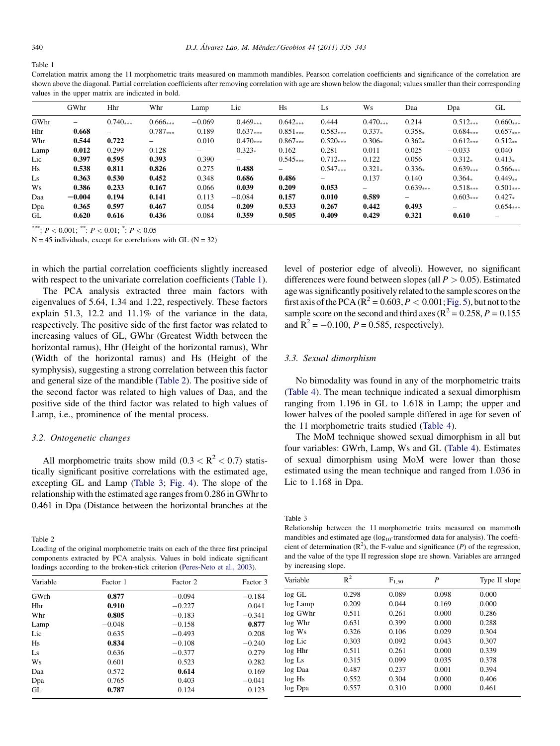Table 1
Correlation matrix among the 11 morphometric traits measured on mammoth mandibles. Pearson correlation coefficients and significance of the correlation are shown above the diagonal. Partial correlation coefficients after removing correlation with age are shown below the diagonal; values smaller than their corresponding values in the upper matrix are indicated in bold.

| | GWhr | Hhr | Whr | Lamp | Lic | Hs | Ls | Ws | Daa | Dpa | GL |
|---|---|---|---|---|---|---|---|---|---|---|---|
| GWhr | – | 0.740*** | 0.666*** | −0.069 | 0.469*** | 0.642*** | 0.444 | 0.470*** | 0.214 | 0.512*** | 0.660*** |
| Hhr | **0.668** | – | 0.787*** | 0.189 | 0.637*** | 0.851*** | 0.583*** | 0.337* | 0.358* | 0.684*** | 0.657*** |
| Whr | **0.544** | **0.722** | – | 0.010 | 0.470*** | 0.867*** | 0.520*** | 0.306* | 0.362* | 0.612*** | 0.512** |
| Lamp | **0.012** | 0.299 | 0.128 | – | 0.323* | 0.162 | 0.281 | 0.011 | 0.025 | −0.033 | 0.040 |
| Lic | **0.397** | **0.595** | **0.393** | 0.390 | – | 0.545*** | 0.712*** | 0.122 | 0.056 | 0.312* | 0.413* |
| Hs | **0.538** | **0.811** | **0.826** | 0.275 | **0.488** | – | 0.547*** | 0.321* | 0.336* | 0.639*** | 0.566*** |
| Ls | **0.363** | **0.530** | **0.452** | 0.348 | **0.686** | **0.486** | – | 0.137 | 0.140 | 0.364* | 0.449** |
| Ws | **0.386** | **0.233** | **0.167** | 0.066 | **0.039** | **0.209** | **0.053** | – | 0.639*** | 0.518*** | 0.501*** |
| Daa | **−0.004** | **0.194** | **0.141** | 0.113 | **−0.084** | **0.157** | **0.010** | **0.589** | – | 0.603*** | 0.427* |
| Dpa | **0.365** | **0.597** | **0.467** | 0.054 | **0.209** | **0.533** | **0.267** | **0.442** | **0.493** | – | 0.654*** |
| GL | **0.620** | **0.616** | **0.436** | 0.084 | **0.359** | **0.505** | **0.409** | **0.429** | **0.321** | **0.610** | – |

***: $P < 0.001$; **: $P < 0.01$; *: $P < 0.05$

N = 45 individuals, except for correlations with GL (N = 32)

in which the partial correlation coefficients slightly increased with respect to the univariate correlation coefficients (Table 1).

The PCA analysis extracted three main factors with eigenvalues of 5.64, 1.34 and 1.22, respectively. These factors explain 51.3, 12.2 and 11.1% of the variance in the data, respectively. The positive side of the first factor was related to increasing values of GL, GWhr (Greatest Width between the horizontal ramus), Hhr (Height of the horizontal ramus), Whr (Width of the horizontal ramus) and Hs (Height of the symphysis), suggesting a strong correlation between this factor and general size of the mandible (Table 2). The positive side of the second factor was related to high values of Daa, and the positive side of the third factor was related to high values of Lamp, i.e., prominence of the mental process.

### 3.2. Ontogenetic changes

All morphometric traits show mild ($0.3 < R^2 < 0.7$) statistically significant positive correlations with the estimated age, excepting GL and Lamp (Table 3; Fig. 4). The slope of the relationship with the estimated age ranges from 0.286 in GWhr to 0.461 in Dpa (Distance between the horizontal branches at the level of posterior edge of alveoli). However, no significant differences were found between slopes (all $P > 0.05$). Estimated age was significantly positively related to the sample scores on the first axis of the PCA ($R^2 = 0.603$, $P < 0.001$; Fig. 5), but not to the sample score on the second and third axes ($R^2 = 0.258$, $P = 0.155$ and $R^2 = -0.100$, $P = 0.585$, respectively).

### 3.3. Sexual dimorphism

No bimodality was found in any of the morphometric traits (Table 4). The mean technique indicated a sexual dimorphism ranging from 1.196 in GL to 1.618 in Lamp; the upper and lower halves of the pooled sample differed in age for seven of the 11 morphometric traits studied (Table 4).

The MoM technique showed sexual dimorphism in all but four variables: GWrh, Lamp, Ws and GL (Table 4). Estimates of sexual dimorphism using MoM were lower than those estimated using the mean technique and ranged from 1.036 in Lic to 1.168 in Dpa.

Table 2
Loading of the original morphometric traits on each of the three first principal components extracted by PCA analysis. Values in bold indicate significant loadings according to the broken-stick criterion (Peres-Neto et al., 2003).

| Variable | Factor 1 | Factor 2 | Factor 3 |
|---|---|---|---|
| GWrh | **0.877** | −0.094 | −0.184 |
| Hhr | **0.910** | −0.227 | 0.041 |
| Whr | **0.805** | −0.183 | −0.341 |
| Lamp | −0.048 | −0.158 | **0.877** |
| Lic | 0.635 | −0.493 | 0.208 |
| Hs | **0.834** | −0.108 | −0.240 |
| Ls | 0.636 | −0.377 | 0.279 |
| Ws | 0.601 | 0.523 | 0.282 |
| Daa | 0.572 | **0.614** | 0.169 |
| Dpa | 0.765 | 0.403 | −0.041 |
| GL | **0.787** | 0.124 | 0.123 |

Table 3
Relationship between the 11 morphometric traits measured on mammoth mandibles and estimated age ($\log_{10}$-transformed data for analysis). The coefficient of determination ($R^2$), the F-value and significance ($P$) of the regression, and the value of the type II regression slope are shown. Variables are arranged by increasing slope.

| Variable | $R^2$ | $F_{1,50}$ | $P$ | Type II slope |
|---|---|---|---|---|
| log GL | 0.298 | 0.089 | 0.098 | 0.000 |
| log Lamp | 0.209 | 0.044 | 0.169 | 0.000 |
| log GWhr | 0.511 | 0.261 | 0.000 | 0.286 |
| log Whr | 0.631 | 0.399 | 0.000 | 0.288 |
| log Ws | 0.326 | 0.106 | 0.029 | 0.304 |
| log Lic | 0.303 | 0.092 | 0.043 | 0.307 |
| log Hhr | 0.511 | 0.261 | 0.000 | 0.339 |
| log Ls | 0.315 | 0.099 | 0.035 | 0.378 |
| log Daa | 0.487 | 0.237 | 0.001 | 0.394 |
| log Hs | 0.552 | 0.304 | 0.000 | 0.406 |
| log Dpa | 0.557 | 0.310 | 0.000 | 0.461 |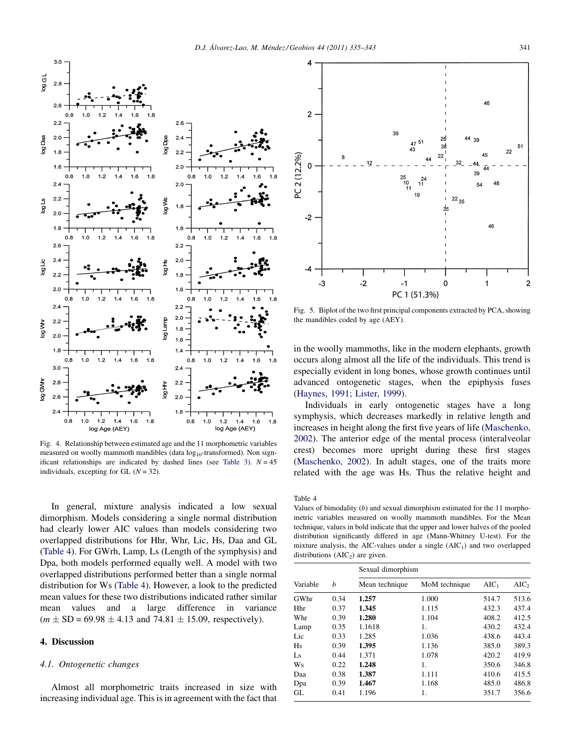Fig. 4. Relationship between estimated age and the 11 morphometric variables measured on woolly mammoth mandibles (data $\log_{10}$-transformed). Non significant relationships are indicated by dashed lines (see Table 3). $N = 45$ individuals, excepting for GL ($N = 32$).

Fig. 5. Biplot of the two first principal components extracted by PCA, showing the mandibles coded by age (AEY).

In general, mixture analysis indicated a low sexual dimorphism. Models considering a single normal distribution had clearly lower AIC values than models considering two overlapped distributions for Hhr, Whr, Lic, Hs, Daa and GL (Table 4). For GWrh, Lamp, Ls (Length of the symphysis) and Dpa, both models performed equally well. A model with two overlapped distributions performed better than a single normal distribution for Ws (Table 4). However, a look to the predicted mean values for these two distributions indicated rather similar mean values and a large difference in variance ($m \pm SD = 69.98 \pm 4.13$ and $74.81 \pm 15.09$, respectively).

## 4. Discussion

### 4.1. Ontogenetic changes

Almost all morphometric traits increased in size with increasing individual age. This is in agreement with the fact that in the woolly mammoths, like in the modern elephants, growth occurs along almost all the life of the individuals. This trend is especially evident in long bones, whose growth continues until advanced ontogenetic stages, when the epiphysis fuses (Haynes, 1991; Lister, 1999).

Individuals in early ontogenetic stages have a long symphysis, which decreases markedly in relative length and increases in height along the first five years of life (Maschenko, 2002). The anterior edge of the mental process (interalveolar crest) becomes more upright during these first stages (Maschenko, 2002). In adult stages, one of the traits more related with the age was Hs. Thus the relative height and

Table 4
Values of bimodality ($b$) and sexual dimorphism estimated for the 11 morphometric variables measured on woolly mammoth mandibles. For the Mean technique, values in bold indicate that the upper and lower halves of the pooled distribution significantly differed in age (Mann-Whitney U-test). For the mixture analysis, the AIC-values under a single ($AIC_1$) and two overlapped distributions ($AIC_2$) are given.

| Variable | $b$ | Sexual dimorphism | | | |
|---|---|---|---|---|---|
| | | Mean technique | MoM technique | $AIC_1$ | $AIC_2$ |
| GWhr | 0.34 | **1.257** | 1.000 | 514.7 | 513.6 |
| Hhr | 0.37 | **1.345** | 1.115 | 432.3 | 437.4 |
| Whr | 0.39 | **1.280** | 1.104 | 408.2 | 412.5 |
| Lamp | 0.35 | 1.1618 | 1. | 430.2 | 432.4 |
| Lic | 0.33 | 1.285 | 1.036 | 438.6 | 443.4 |
| Hs | 0.39 | **1.395** | 1.136 | 385.0 | 389.3 |
| Ls | 0.44 | 1.371 | 1.078 | 420.2 | 419.9 |
| Ws | 0.22 | **1.248** | 1. | 350.6 | 346.8 |
| Daa | 0.38 | **1.387** | 1.111 | 410.6 | 415.5 |
| Dpa | 0.39 | **1.467** | 1.168 | 485.0 | 486.8 |
| GL | 0.41 | 1.196 | 1. | 351.7 | 356.6 |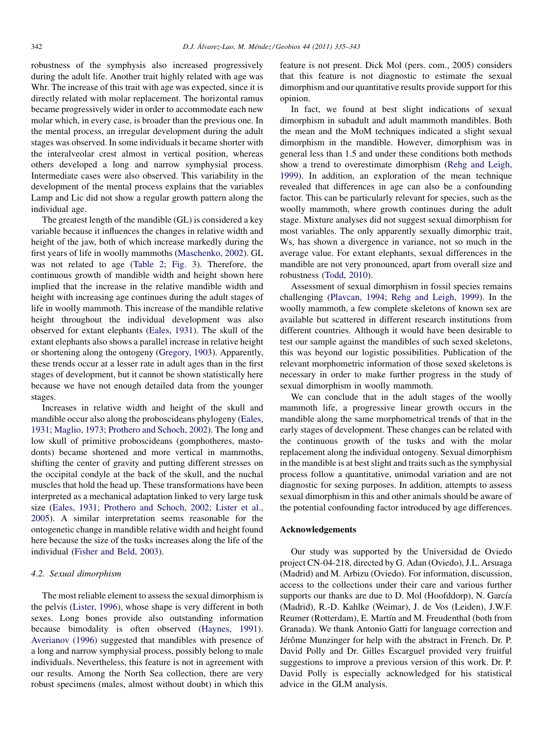robustness of the symphysis also increased progressively during the adult life. Another trait highly related with age was Whr. The increase of this trait with age was expected, since it is directly related with molar replacement. The horizontal ramus became progressively wider in order to accommodate each new molar which, in every case, is broader than the previous one. In the mental process, an irregular development during the adult stages was observed. In some individuals it became shorter with the interalveolar crest almost in vertical position, whereas others developed a long and narrow symphysial process. Intermediate cases were also observed. This variability in the development of the mental process explains that the variables Lamp and Lic did not show a regular growth pattern along the individual age.

The greatest length of the mandible (GL) is considered a key variable because it influences the changes in relative width and height of the jaw, both of which increase markedly during the first years of life in woolly mammoths (Maschenko, 2002). GL was not related to age (Table 2; Fig. 3). Therefore, the continuous growth of mandible width and height shown here implied that the increase in the relative mandible width and height with increasing age continues during the adult stages of life in woolly mammoth. This increase of the mandible relative height throughout the individual development was also observed for extant elephants (Eales, 1931). The skull of the extant elephants also shows a parallel increase in relative height or shortening along the ontogeny (Gregory, 1903). Apparently, these trends occur at a lesser rate in adult ages than in the first stages of development, but it cannot be shown statistically here because we have not enough detailed data from the younger stages.

Increases in relative width and height of the skull and mandible occur also along the proboscideans phylogeny (Eales, 1931; Maglio, 1973; Prothero and Schoch, 2002). The long and low skull of primitive proboscideans (gomphotheres, mastodonts) became shortened and more vertical in mammoths, shifting the center of gravity and putting different stresses on the occipital condyle at the back of the skull, and the nuchal muscles that hold the head up. These transformations have been interpreted as a mechanical adaptation linked to very large tusk size (Eales, 1931; Prothero and Schoch, 2002; Lister et al., 2005). A similar interpretation seems reasonable for the ontogenetic change in mandible relative width and height found here because the size of the tusks increases along the life of the individual (Fisher and Beld, 2003).

### 4.2. Sexual dimorphism

The most reliable element to assess the sexual dimorphism is the pelvis (Lister, 1996), whose shape is very different in both sexes. Long bones provide also outstanding information because bimodality is often observed (Haynes, 1991). Averianov (1996) suggested that mandibles with presence of a long and narrow symphysial process, possibly belong to male individuals. Nevertheless, this feature is not in agreement with our results. Among the North Sea collection, there are very robust specimens (males, almost without doubt) in which this feature is not present. Dick Mol (pers. com., 2005) considers that this feature is not diagnostic to estimate the sexual dimorphism and our quantitative results provide support for this opinion.

In fact, we found at best slight indications of sexual dimorphism in subadult and adult mammoth mandibles. Both the mean and the MoM techniques indicated a slight sexual dimorphism in the mandible. However, dimorphism was in general less than 1.5 and under these conditions both methods show a trend to overestimate dimorphism (Rehg and Leigh, 1999). In addition, an exploration of the mean technique revealed that differences in age can also be a confounding factor. This can be particularly relevant for species, such as the woolly mammoth, where growth continues during the adult stage. Mixture analyses did not suggest sexual dimorphism for most variables. The only apparently sexually dimorphic trait, Ws, has shown a divergence in variance, not so much in the average value. For extant elephants, sexual differences in the mandible are not very pronounced, apart from overall size and robustness (Todd, 2010).

Assessment of sexual dimorphism in fossil species remains challenging (Plavcan, 1994; Rehg and Leigh, 1999). In the woolly mammoth, a few complete skeletons of known sex are available but scattered in different research institutions from different countries. Although it would have been desirable to test our sample against the mandibles of such sexed skeletons, this was beyond our logistic possibilities. Publication of the relevant morphometric information of those sexed skeletons is necessary in order to make further progress in the study of sexual dimorphism in woolly mammoth.

We can conclude that in the adult stages of the woolly mammoth life, a progressive linear growth occurs in the mandible along the same morphometrical trends of that in the early stages of development. These changes can be related with the continuous growth of the tusks and with the molar replacement along the individual ontogeny. Sexual dimorphism in the mandible is at best slight and traits such as the symphysial process follow a quantitative, unimodal variation and are not diagnostic for sexing purposes. In addition, attempts to assess sexual dimorphism in this and other animals should be aware of the potential confounding factor introduced by age differences.

## Acknowledgements

Our study was supported by the Universidad de Oviedo project CN-04-218, directed by G. Adan (Oviedo), J.L. Arsuaga (Madrid) and M. Arbizu (Oviedo). For information, discussion, access to the collections under their care and various further supports our thanks are due to D. Mol (Hoofddorp), N. García (Madrid), R.-D. Kahlke (Weimar), J. de Vos (Leiden), J.W.F. Reumer (Rotterdam), E. Martín and M. Freudenthal (both from Granada). We thank Antonio Gatti for language correction and Jérôme Munzinger for help with the abstract in French. Dr. P. David Polly and Dr. Gilles Escarguel provided very fruitful suggestions to improve a previous version of this work. Dr. P. David Polly is especially acknowledged for his statistical advice in the GLM analysis.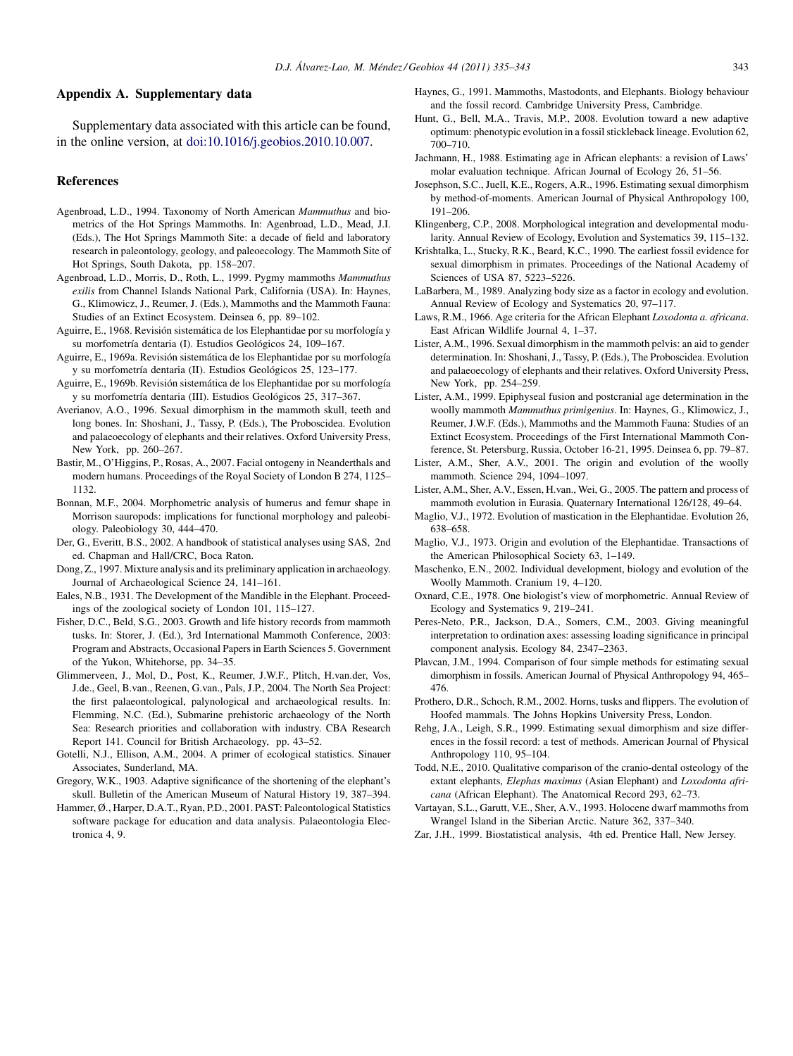## Appendix A. Supplementary data

Supplementary data associated with this article can be found, in the online version, at doi:10.1016/j.geobios.2010.10.007.

## References

Agenbroad, L.D., 1994. Taxonomy of North American *Mammuthus* and biometrics of the Hot Springs Mammoths. In: Agenbroad, L.D., Mead, J.I. (Eds.), The Hot Springs Mammoth Site: a decade of field and laboratory research in paleontology, geology, and paleoecology. The Mammoth Site of Hot Springs, South Dakota, pp. 158–207.

Agenbroad, L.D., Morris, D., Roth, L., 1999. Pygmy mammoths *Mammuthus exilis* from Channel Islands National Park, California (USA). In: Haynes, G., Klimowicz, J., Reumer, J. (Eds.), Mammoths and the Mammoth Fauna: Studies of an Extinct Ecosystem. Deinsea 6, pp. 89–102.

Aguirre, E., 1968. Revisión sistemática de los Elephantidae por su morfología y su morfometría dentaria (I). Estudios Geológicos 24, 109–167.

Aguirre, E., 1969a. Revisión sistemática de los Elephantidae por su morfología y su morfometría dentaria (II). Estudios Geológicos 25, 123–177.

Aguirre, E., 1969b. Revisión sistemática de los Elephantidae por su morfología y su morfometría dentaria (III). Estudios Geológicos 25, 317–367.

Averianov, A.O., 1996. Sexual dimorphism in the mammoth skull, teeth and long bones. In: Shoshani, J., Tassy, P. (Eds.), The Proboscidea. Evolution and palaeoecology of elephants and their relatives. Oxford University Press, New York, pp. 260–267.

Bastir, M., O'Higgins, P., Rosas, A., 2007. Facial ontogeny in Neanderthals and modern humans. Proceedings of the Royal Society of London B 274, 1125–1132.

Bonnan, M.F., 2004. Morphometric analysis of humerus and femur shape in Morrison sauropods: implications for functional morphology and paleobiology. Paleobiology 30, 444–470.

Der, G., Everitt, B.S., 2002. A handbook of statistical analyses using SAS, 2nd ed. Chapman and Hall/CRC, Boca Raton.

Dong, Z., 1997. Mixture analysis and its preliminary application in archaeology. Journal of Archaeological Science 24, 141–161.

Eales, N.B., 1931. The Development of the Mandible in the Elephant. Proceedings of the zoological society of London 101, 115–127.

Fisher, D.C., Beld, S.G., 2003. Growth and life history records from mammoth tusks. In: Storer, J. (Ed.), 3rd International Mammoth Conference, 2003: Program and Abstracts, Occasional Papers in Earth Sciences 5. Government of the Yukon, Whitehorse, pp. 34–35.

Glimmerveen, J., Mol, D., Post, K., Reumer, J.W.F., Plitch, H.van.der, Vos, J.de., Geel, B.van., Reenen, G.van., Pals, J.P., 2004. The North Sea Project: the first palaeontological, palynological and archaeological results. In: Flemming, N.C. (Ed.), Submarine prehistoric archaeology of the North Sea: Research priorities and collaboration with industry. CBA Research Report 141. Council for British Archaeology, pp. 43–52.

Gotelli, N.J., Ellison, A.M., 2004. A primer of ecological statistics. Sinauer Associates, Sunderland, MA.

Gregory, W.K., 1903. Adaptive significance of the shortening of the elephant's skull. Bulletin of the American Museum of Natural History 19, 387–394.

Hammer, Ø., Harper, D.A.T., Ryan, P.D., 2001. PAST: Paleontological Statistics software package for education and data analysis. Palaeontologia Electronica 4, 9.

Haynes, G., 1991. Mammoths, Mastodonts, and Elephants. Biology behaviour and the fossil record. Cambridge University Press, Cambridge.

Hunt, G., Bell, M.A., Travis, M.P., 2008. Evolution toward a new adaptive optimum: phenotypic evolution in a fossil stickleback lineage. Evolution 62, 700–710.

Jachmann, H., 1988. Estimating age in African elephants: a revision of Laws' molar evaluation technique. African Journal of Ecology 26, 51–56.

Josephson, S.C., Juell, K.E., Rogers, A.R., 1996. Estimating sexual dimorphism by method-of-moments. American Journal of Physical Anthropology 100, 191–206.

Klingenberg, C.P., 2008. Morphological integration and developmental modularity. Annual Review of Ecology, Evolution and Systematics 39, 115–132.

Krishtalka, L., Stucky, R.K., Beard, K.C., 1990. The earliest fossil evidence for sexual dimorphism in primates. Proceedings of the National Academy of Sciences of USA 87, 5223–5226.

LaBarbera, M., 1989. Analyzing body size as a factor in ecology and evolution. Annual Review of Ecology and Systematics 20, 97–117.

Laws, R.M., 1966. Age criteria for the African Elephant *Loxodonta a. africana*. East African Wildlife Journal 4, 1–37.

Lister, A.M., 1996. Sexual dimorphism in the mammoth pelvis: an aid to gender determination. In: Shoshani, J., Tassy, P. (Eds.), The Proboscidea. Evolution and palaeoecology of elephants and their relatives. Oxford University Press, New York, pp. 254–259.

Lister, A.M., 1999. Epiphyseal fusion and postcranial age determination in the woolly mammoth *Mammuthus primigenius*. In: Haynes, G., Klimowicz, J., Reumer, J.W.F. (Eds.), Mammoths and the Mammoth Fauna: Studies of an Extinct Ecosystem. Proceedings of the First International Mammoth Conference, St. Petersburg, Russia, October 16-21, 1995. Deinsea 6, pp. 79–87.

Lister, A.M., Sher, A.V., 2001. The origin and evolution of the woolly mammoth. Science 294, 1094–1097.

Lister, A.M., Sher, A.V., Essen, H.van., Wei, G., 2005. The pattern and process of mammoth evolution in Eurasia. Quaternary International 126/128, 49–64.

Maglio, V.J., 1972. Evolution of mastication in the Elephantidae. Evolution 26, 638–658.

Maglio, V.J., 1973. Origin and evolution of the Elephantidae. Transactions of the American Philosophical Society 63, 1–149.

Maschenko, E.N., 2002. Individual development, biology and evolution of the Woolly Mammoth. Cranium 19, 4–120.

Oxnard, C.E., 1978. One biologist's view of morphometric. Annual Review of Ecology and Systematics 9, 219–241.

Peres-Neto, P.R., Jackson, D.A., Somers, C.M., 2003. Giving meaningful interpretation to ordination axes: assessing loading significance in principal component analysis. Ecology 84, 2347–2363.

Plavcan, J.M., 1994. Comparison of four simple methods for estimating sexual dimorphism in fossils. American Journal of Physical Anthropology 94, 465–476.

Prothero, D.R., Schoch, R.M., 2002. Horns, tusks and flippers. The evolution of Hoofed mammals. The Johns Hopkins University Press, London.

Rehg, J.A., Leigh, S.R., 1999. Estimating sexual dimorphism and size differences in the fossil record: a test of methods. American Journal of Physical Anthropology 110, 95–104.

Todd, N.E., 2010. Qualitative comparison of the cranio-dental osteology of the extant elephants, *Elephas maximus* (Asian Elephant) and *Loxodonta africana* (African Elephant). The Anatomical Record 293, 62–73.

Vartayan, S.L., Garutt, V.E., Sher, A.V., 1993. Holocene dwarf mammoths from Wrangel Island in the Siberian Arctic. Nature 362, 337–340.

Zar, J.H., 1999. Biostatistical analysis, 4th ed. Prentice Hall, New Jersey.